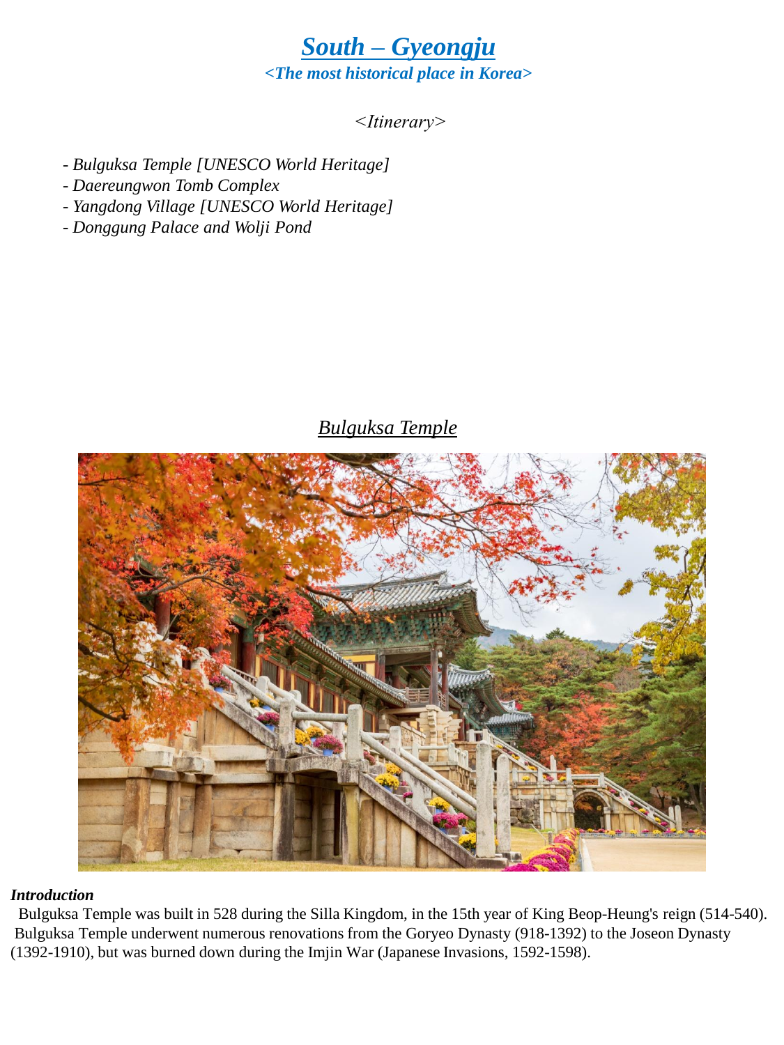# ***South – Gyeongju***

***<The most historical place in Korea>***

*<Itinerary>*

- *Bulguksa Temple [UNESCO World Heritage]*
- *Daereungwon Tomb Complex*
- *Yangdong Village [UNESCO World Heritage]*
- *Donggung Palace and Wolji Pond*

## *Bulguksa Temple*

***Introduction***

Bulguksa Temple was built in 528 during the Silla Kingdom, in the 15th year of King Beop-Heung's reign (514-540). Bulguksa Temple underwent numerous renovations from the Goryeo Dynasty (918-1392) to the Joseon Dynasty (1392-1910), but was burned down during the Imjin War (Japanese Invasions, 1592-1598).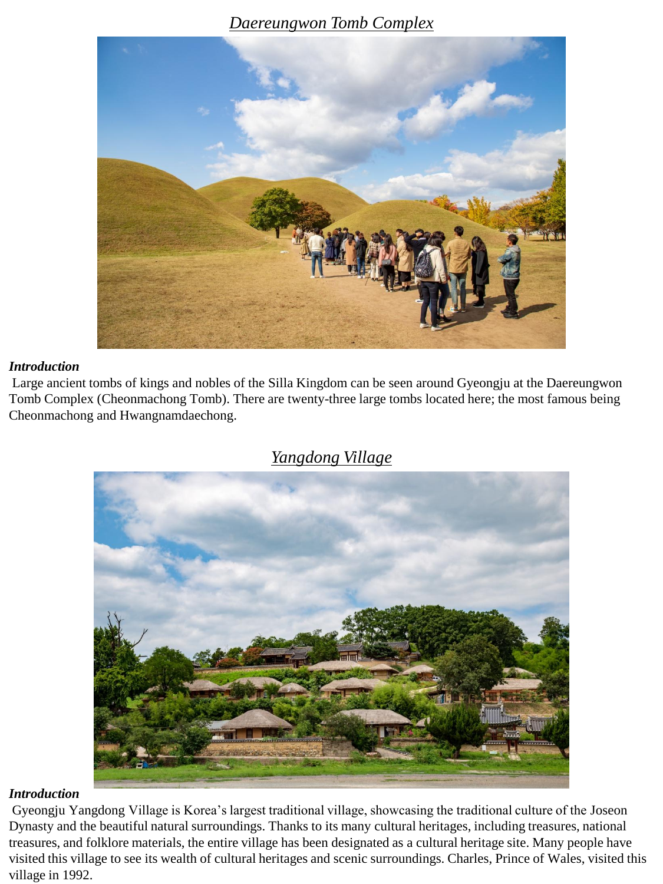## *Daereungwon Tomb Complex*

***Introduction***

Large ancient tombs of kings and nobles of the Silla Kingdom can be seen around Gyeongju at the Daereungwon Tomb Complex (Cheonmachong Tomb). There are twenty-three large tombs located here; the most famous being Cheonmachong and Hwangnamdaechong.

## *Yangdong Village*

***Introduction***

Gyeongju Yangdong Village is Korea's largest traditional village, showcasing the traditional culture of the Joseon Dynasty and the beautiful natural surroundings. Thanks to its many cultural heritages, including treasures, national treasures, and folklore materials, the entire village has been designated as a cultural heritage site. Many people have visited this village to see its wealth of cultural heritages and scenic surroundings. Charles, Prince of Wales, visited this village in 1992.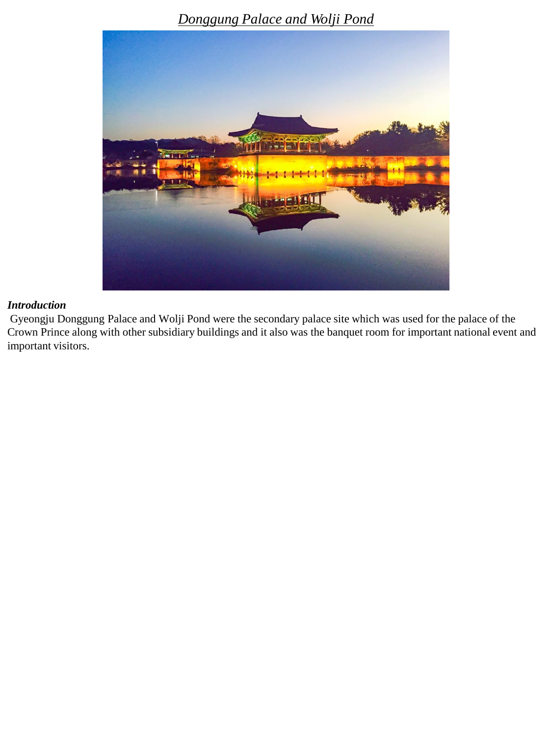# *Donggung Palace and Wolji Pond*

***Introduction***

Gyeongju Donggung Palace and Wolji Pond were the secondary palace site which was used for the palace of the Crown Prince along with other subsidiary buildings and it also was the banquet room for important national event and important visitors.